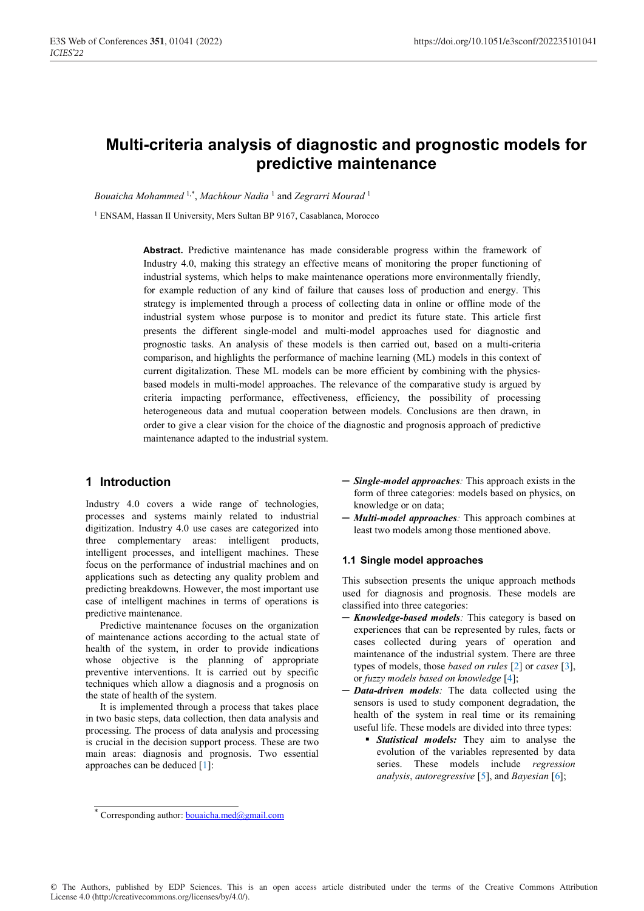# Multi-criteria analysis of diagnostic and prognostic models for predictive maintenance

*Bouaicha Mohammed* [1,*], *Machkour Nadia* [1] and *Zegrarri Mourad* [1]

[1] ENSAM, Hassan II University, Mers Sultan BP 9167, Casablanca, Morocco

**Abstract.** Predictive maintenance has made considerable progress within the framework of Industry 4.0, making this strategy an effective means of monitoring the proper functioning of industrial systems, which helps to make maintenance operations more environmentally friendly, for example reduction of any kind of failure that causes loss of production and energy. This strategy is implemented through a process of collecting data in online or offline mode of the industrial system whose purpose is to monitor and predict its future state. This article first presents the different single-model and multi-model approaches used for diagnostic and prognostic tasks. An analysis of these models is then carried out, based on a multi-criteria comparison, and highlights the performance of machine learning (ML) models in this context of current digitalization. These ML models can be more efficient by combining with the physics-based models in multi-model approaches. The relevance of the comparative study is argued by criteria impacting performance, effectiveness, efficiency, the possibility of processing heterogeneous data and mutual cooperation between models. Conclusions are then drawn, in order to give a clear vision for the choice of the diagnostic and prognosis approach of predictive maintenance adapted to the industrial system.

## 1 Introduction

Industry 4.0 covers a wide range of technologies, processes and systems mainly related to industrial digitization. Industry 4.0 use cases are categorized into three complementary areas: intelligent products, intelligent processes, and intelligent machines. These focus on the performance of industrial machines and on applications such as detecting any quality problem and predicting breakdowns. However, the most important use case of intelligent machines in terms of operations is predictive maintenance.

Predictive maintenance focuses on the organization of maintenance actions according to the actual state of health of the system, in order to provide indications whose objective is the planning of appropriate preventive interventions. It is carried out by specific techniques which allow a diagnosis and a prognosis on the state of health of the system.

It is implemented through a process that takes place in two basic steps, data collection, then data analysis and processing. The process of data analysis and processing is crucial in the decision support process. These are two main areas: diagnosis and prognosis. Two essential approaches can be deduced [1]:

- ***Single-model approaches****:* This approach exists in the form of three categories: models based on physics, on knowledge or on data;
- ***Multi-model approaches****:* This approach combines at least two models among those mentioned above.

### 1.1 Single model approaches

This subsection presents the unique approach methods used for diagnosis and prognosis. These models are classified into three categories:

- ***Knowledge-based models****:* This category is based on experiences that can be represented by rules, facts or cases collected during years of operation and maintenance of the industrial system. There are three types of models, those *based on rules* [2] or *cases* [3], or *fuzzy models based on knowledge* [4];
- ***Data-driven models****:* The data collected using the sensors is used to study component degradation, the health of the system in real time or its remaining useful life. These models are divided into three types:
  - ***Statistical models:*** They aim to analyse the evolution of the variables represented by data series. These models include *regression analysis*, *autoregressive* [5], and *Bayesian* [6];

[*] Corresponding author: bouaicha.med@gmail.com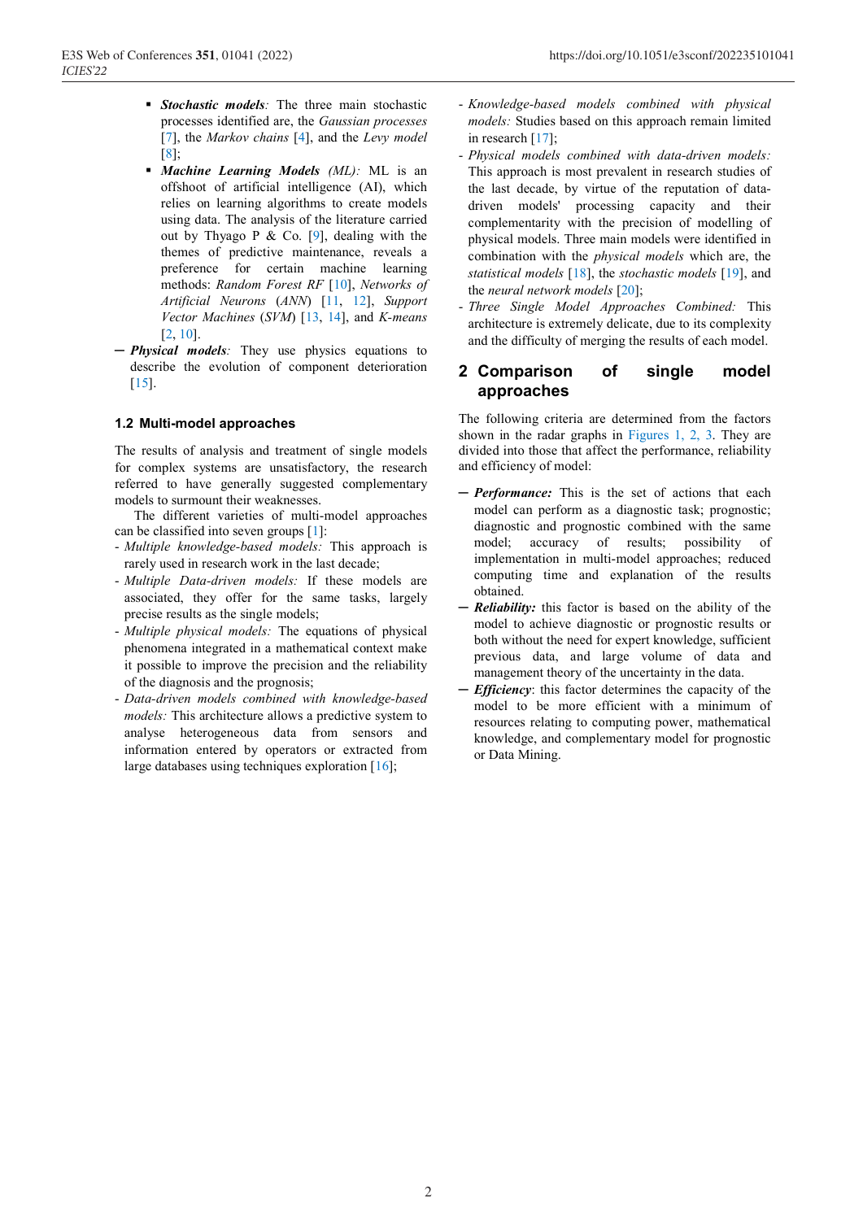- **_Stochastic models_**: The three main stochastic processes identified are, the *Gaussian processes* [7], the *Markov chains* [4], and the *Levy model* [8];
- **_Machine Learning Models_** *(ML):* ML is an offshoot of artificial intelligence (AI), which relies on learning algorithms to create models using data. The analysis of the literature carried out by Thyago P & Co. [9], dealing with the themes of predictive maintenance, reveals a preference for certain machine learning methods: *Random Forest RF* [10], *Networks of Artificial Neurons* (*ANN*) [11, 12], *Support Vector Machines* (*SVM*) [13, 14], and *K-means* [2, 10].

— **_Physical models_**: They use physics equations to describe the evolution of component deterioration [15].

### 1.2 Multi-model approaches

The results of analysis and treatment of single models for complex systems are unsatisfactory, the research referred to have generally suggested complementary models to surmount their weaknesses.

The different varieties of multi-model approaches can be classified into seven groups [1]:

- *Multiple knowledge-based models:* This approach is rarely used in research work in the last decade;
- *Multiple Data-driven models:* If these models are associated, they offer for the same tasks, largely precise results as the single models;
- *Multiple physical models:* The equations of physical phenomena integrated in a mathematical context make it possible to improve the precision and the reliability of the diagnosis and the prognosis;
- *Data-driven models combined with knowledge-based models:* This architecture allows a predictive system to analyse heterogeneous data from sensors and information entered by operators or extracted from large databases using techniques exploration [16];
- *Knowledge-based models combined with physical models:* Studies based on this approach remain limited in research [17];
- *Physical models combined with data-driven models:* This approach is most prevalent in research studies of the last decade, by virtue of the reputation of data-driven models' processing capacity and their complementarity with the precision of modelling of physical models. Three main models were identified in combination with the *physical models* which are, the *statistical models* [18], the *stochastic models* [19], and the *neural network models* [20];
- *Three Single Model Approaches Combined:* This architecture is extremely delicate, due to its complexity and the difficulty of merging the results of each model.

## 2 Comparison of single model approaches

The following criteria are determined from the factors shown in the radar graphs in Figures 1, 2, 3. They are divided into those that affect the performance, reliability and efficiency of model:

— **_Performance:_** This is the set of actions that each model can perform as a diagnostic task; prognostic; diagnostic and prognostic combined with the same model; accuracy of results; possibility of implementation in multi-model approaches; reduced computing time and explanation of the results obtained.

— **_Reliability:_** this factor is based on the ability of the model to achieve diagnostic or prognostic results or both without the need for expert knowledge, sufficient previous data, and large volume of data and management theory of the uncertainty in the data.

— **_Efficiency_**: this factor determines the capacity of the model to be more efficient with a minimum of resources relating to computing power, mathematical knowledge, and complementary model for prognostic or Data Mining.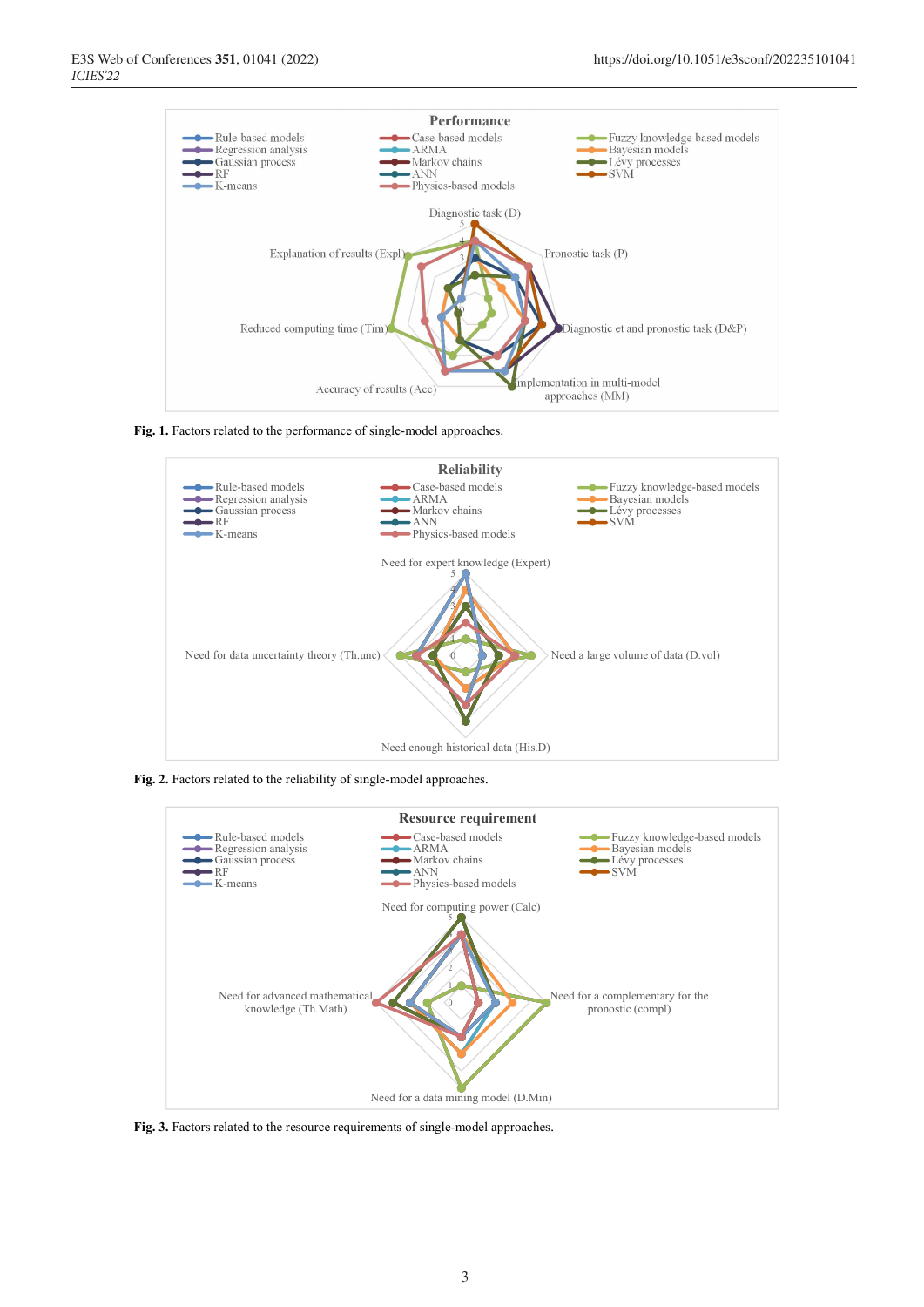**Fig. 1.** Factors related to the performance of single-model approaches.

**Fig. 2.** Factors related to the reliability of single-model approaches.

**Fig. 3.** Factors related to the resource requirements of single-model approaches.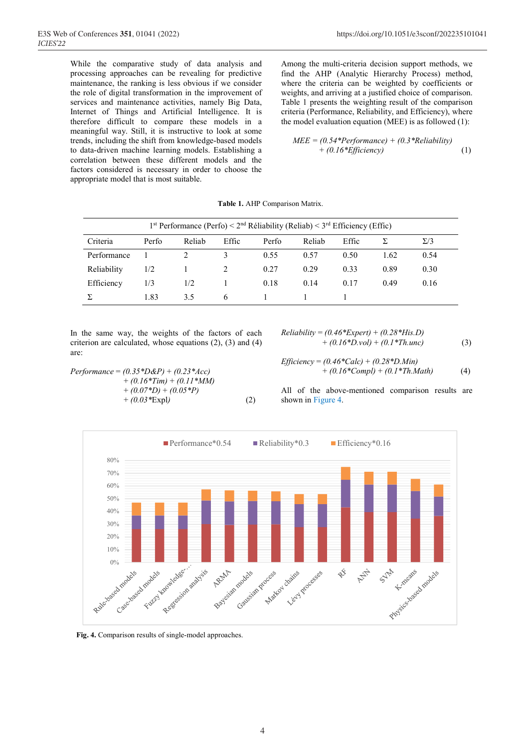While the comparative study of data analysis and processing approaches can be revealing for predictive maintenance, the ranking is less obvious if we consider the role of digital transformation in the improvement of services and maintenance activities, namely Big Data, Internet of Things and Artificial Intelligence. It is therefore difficult to compare these models in a meaningful way. Still, it is instructive to look at some trends, including the shift from knowledge-based models to data-driven machine learning models. Establishing a correlation between these different models and the factors considered is necessary in order to choose the appropriate model that is most suitable.

Among the multi-criteria decision support methods, we find the AHP (Analytic Hierarchy Process) method, where the criteria can be weighted by coefficients or weights, and arriving at a justified choice of comparison. Table 1 presents the weighting result of the comparison criteria (Performance, Reliability, and Efficiency), where the model evaluation equation (MEE) is as followed (1):

$$MEE = (0.54*Performance) + (0.3*Reliability) + (0.16*Efficiency) \tag{1}$$

**Table 1.** AHP Comparison Matrix.

| 1st Performance (Perfo) < 2nd Réliability (Reliab) < 3rd Efficiency (Effic) | | | | | | | | |
|---|---|---|---|---|---|---|---|---|
| Criteria | Perfo | Reliab | Effic | Perfo | Reliab | Effic | Σ | Σ/3 |
| Performance | 1 | 2 | 3 | 0.55 | 0.57 | 0.50 | 1.62 | 0.54 |
| Reliability | 1/2 | 1 | 2 | 0.27 | 0.29 | 0.33 | 0.89 | 0.30 |
| Efficiency | 1/3 | 1/2 | 1 | 0.18 | 0.14 | 0.17 | 0.49 | 0.16 |
| Σ | 1.83 | 3.5 | 6 | 1 | 1 | 1 | | |

In the same way, the weights of the factors of each criterion are calculated, whose equations (2), (3) and (4) are:

$$Performance = (0.35*D\&P) + (0.23*Acc) + (0.16*Tim) + (0.11*MM) + (0.07*D) + (0.05*P) + (0.03*Expl) \tag{2}$$

$$Reliability = (0.46*Expert) + (0.28*His.D) + (0.16*D.vol) + (0.1*Th.unc) \tag{3}$$

$$Efficiency = (0.46*Calc) + (0.28*D.Min) + (0.16*Compl) + (0.1*Th.Math) \tag{4}$$

All of the above-mentioned comparison results are shown in Figure 4.

**Fig. 4.** Comparison results of single-model approaches.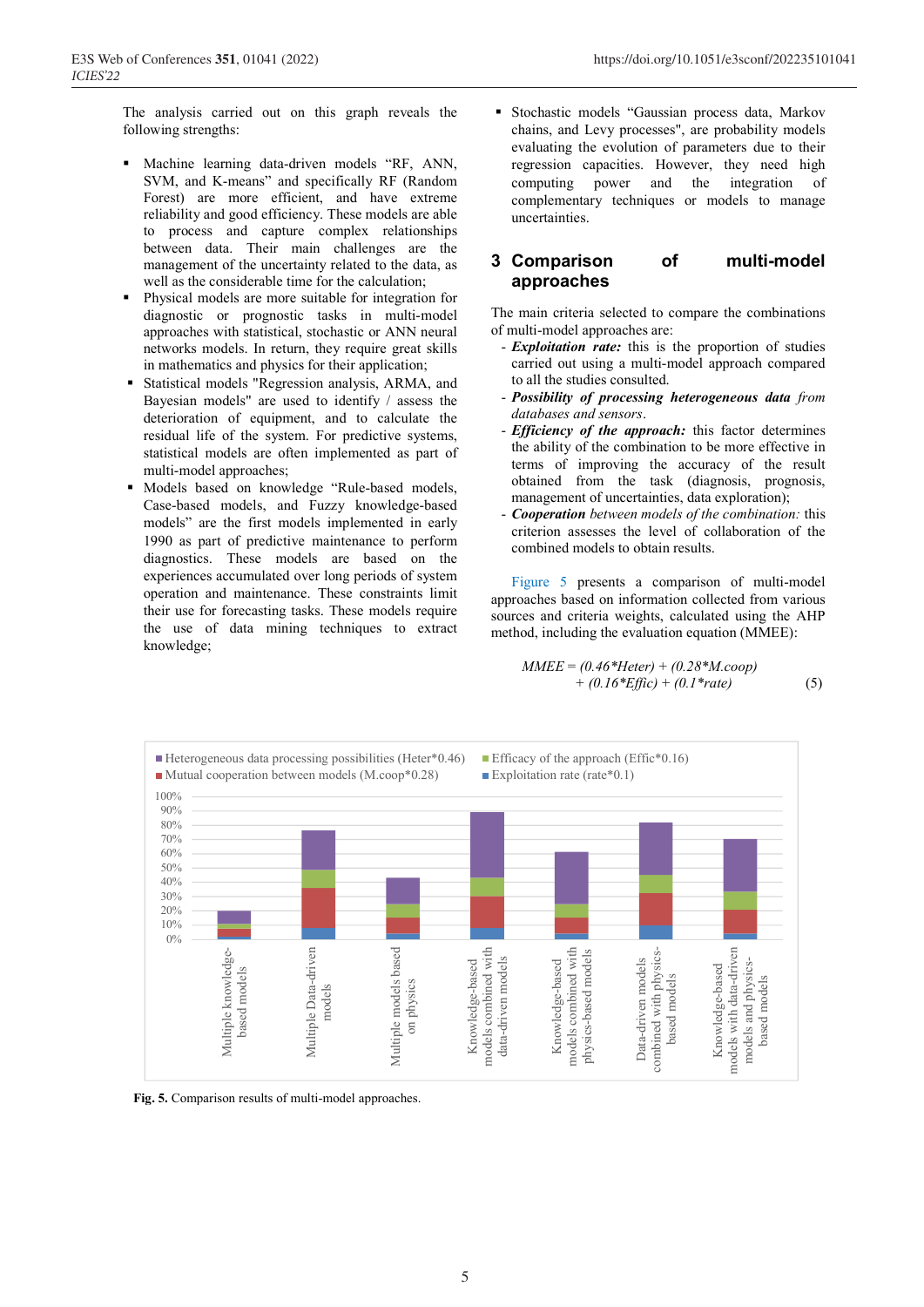The analysis carried out on this graph reveals the following strengths:

- Machine learning data-driven models "RF, ANN, SVM, and K-means" and specifically RF (Random Forest) are more efficient, and have extreme reliability and good efficiency. These models are able to process and capture complex relationships between data. Their main challenges are the management of the uncertainty related to the data, as well as the considerable time for the calculation;
- Physical models are more suitable for integration for diagnostic or prognostic tasks in multi-model approaches with statistical, stochastic or ANN neural networks models. In return, they require great skills in mathematics and physics for their application;
- Statistical models "Regression analysis, ARMA, and Bayesian models" are used to identify / assess the deterioration of equipment, and to calculate the residual life of the system. For predictive systems, statistical models are often implemented as part of multi-model approaches;
- Models based on knowledge "Rule-based models, Case-based models, and Fuzzy knowledge-based models" are the first models implemented in early 1990 as part of predictive maintenance to perform diagnostics. These models are based on the experiences accumulated over long periods of system operation and maintenance. These constraints limit their use for forecasting tasks. These models require the use of data mining techniques to extract knowledge;
- Stochastic models "Gaussian process data, Markov chains, and Levy processes", are probability models evaluating the evolution of parameters due to their regression capacities. However, they need high computing power and the integration of complementary techniques or models to manage uncertainties.

## 3 Comparison of multi-model approaches

The main criteria selected to compare the combinations of multi-model approaches are:

- ***Exploitation rate:*** this is the proportion of studies carried out using a multi-model approach compared to all the studies consulted.
- ***Possibility of processing heterogeneous data*** *from databases and sensors.*
- ***Efficiency of the approach:*** this factor determines the ability of the combination to be more effective in terms of improving the accuracy of the result obtained from the task (diagnosis, prognosis, management of uncertainties, data exploration);
- ***Cooperation*** *between models of the combination:* this criterion assesses the level of collaboration of the combined models to obtain results.

Figure 5 presents a comparison of multi-model approaches based on information collected from various sources and criteria weights, calculated using the AHP method, including the evaluation equation (MMEE):

$$MMEE = (0.46*Heter) + (0.28*M.coop) + (0.16*Effic) + (0.1*rate) \quad (5)$$

Fig. 5. Comparison results of multi-model approaches.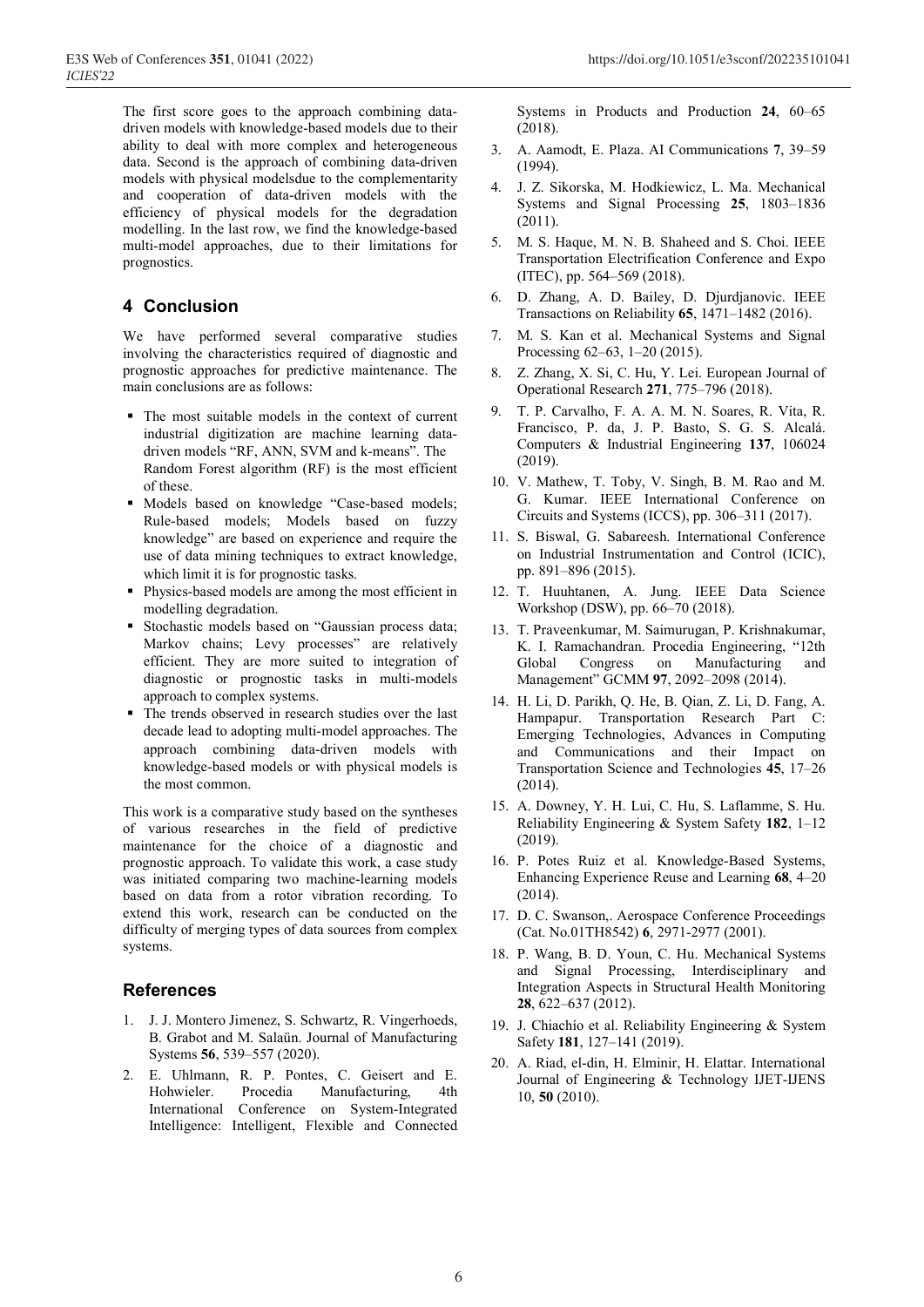The first score goes to the approach combining data-driven models with knowledge-based models due to their ability to deal with more complex and heterogeneous data. Second is the approach of combining data-driven models with physical modelsdue to the complementarity and cooperation of data-driven models with the efficiency of physical models for the degradation modelling. In the last row, we find the knowledge-based multi-model approaches, due to their limitations for prognostics.

## 4 Conclusion

We have performed several comparative studies involving the characteristics required of diagnostic and prognostic approaches for predictive maintenance. The main conclusions are as follows:

- The most suitable models in the context of current industrial digitization are machine learning data-driven models "RF, ANN, SVM and k-means". The Random Forest algorithm (RF) is the most efficient of these.
- Models based on knowledge "Case-based models; Rule-based models; Models based on fuzzy knowledge" are based on experience and require the use of data mining techniques to extract knowledge, which limit it is for prognostic tasks.
- Physics-based models are among the most efficient in modelling degradation.
- Stochastic models based on "Gaussian process data; Markov chains; Levy processes" are relatively efficient. They are more suited to integration of diagnostic or prognostic tasks in multi-models approach to complex systems.
- The trends observed in research studies over the last decade lead to adopting multi-model approaches. The approach combining data-driven models with knowledge-based models or with physical models is the most common.

This work is a comparative study based on the syntheses of various researches in the field of predictive maintenance for the choice of a diagnostic and prognostic approach. To validate this work, a case study was initiated comparing two machine-learning models based on data from a rotor vibration recording. To extend this work, research can be conducted on the difficulty of merging types of data sources from complex systems.

## References

1. J. J. Montero Jimenez, S. Schwartz, R. Vingerhoeds, B. Grabot and M. Salaün. Journal of Manufacturing Systems **56**, 539–557 (2020).
2. E. Uhlmann, R. P. Pontes, C. Geisert and E. Hohwieler. Procedia Manufacturing, 4th International Conference on System-Integrated Intelligence: Intelligent, Flexible and Connected Systems in Products and Production **24**, 60–65 (2018).
3. A. Aamodt, E. Plaza. AI Communications **7**, 39–59 (1994).
4. J. Z. Sikorska, M. Hodkiewicz, L. Ma. Mechanical Systems and Signal Processing **25**, 1803–1836 (2011).
5. M. S. Haque, M. N. B. Shaheed and S. Choi. IEEE Transportation Electrification Conference and Expo (ITEC), pp. 564–569 (2018).
6. D. Zhang, A. D. Bailey, D. Djurdjanovic. IEEE Transactions on Reliability **65**, 1471–1482 (2016).
7. M. S. Kan et al. Mechanical Systems and Signal Processing 62–63, 1–20 (2015).
8. Z. Zhang, X. Si, C. Hu, Y. Lei. European Journal of Operational Research **271**, 775–796 (2018).
9. T. P. Carvalho, F. A. A. M. N. Soares, R. Vita, R. Francisco, P. da, J. P. Basto, S. G. S. Alcalá. Computers & Industrial Engineering **137**, 106024 (2019).
10. V. Mathew, T. Toby, V. Singh, B. M. Rao and M. G. Kumar. IEEE International Conference on Circuits and Systems (ICCS), pp. 306–311 (2017).
11. S. Biswal, G. Sabareesh. International Conference on Industrial Instrumentation and Control (ICIC), pp. 891–896 (2015).
12. T. Huuhtanen, A. Jung. IEEE Data Science Workshop (DSW), pp. 66–70 (2018).
13. T. Praveenkumar, M. Saimurugan, P. Krishnakumar, K. I. Ramachandran. Procedia Engineering, "12th Global Congress on Manufacturing and Management" GCMM **97**, 2092–2098 (2014).
14. H. Li, D. Parikh, Q. He, B. Qian, Z. Li, D. Fang, A. Hampapur. Transportation Research Part C: Emerging Technologies, Advances in Computing and Communications and their Impact on Transportation Science and Technologies **45**, 17–26 (2014).
15. A. Downey, Y. H. Lui, C. Hu, S. Laflamme, S. Hu. Reliability Engineering & System Safety **182**, 1–12 (2019).
16. P. Potes Ruiz et al. Knowledge-Based Systems, Enhancing Experience Reuse and Learning **68**, 4–20 (2014).
17. D. C. Swanson,. Aerospace Conference Proceedings (Cat. No.01TH8542) **6**, 2971-2977 (2001).
18. P. Wang, B. D. Youn, C. Hu. Mechanical Systems and Signal Processing, Interdisciplinary and Integration Aspects in Structural Health Monitoring **28**, 622–637 (2012).
19. J. Chiachío et al. Reliability Engineering & System Safety **181**, 127–141 (2019).
20. A. Riad, el-din, H. Elminir, H. Elattar. International Journal of Engineering & Technology IJET-IJENS 10, **50** (2010).